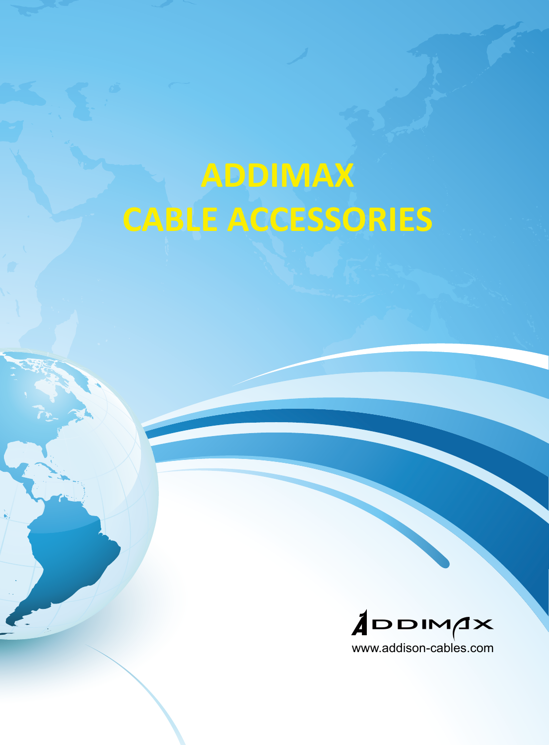# ADDIMAX
# CABLE ACCESSORIES

ADDIMAX

www.addison-cables.com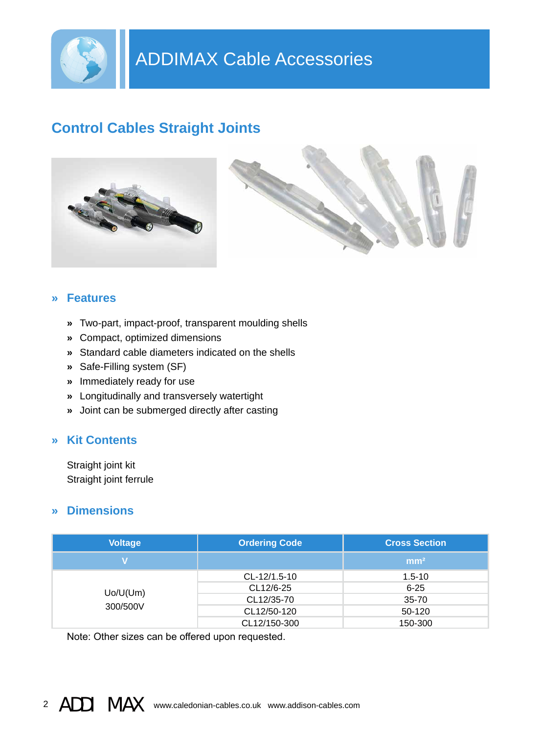# ADDIMAX Cable Accessories

## Control Cables Straight Joints

### » Features

- Two-part, impact-proof, transparent moulding shells
- Compact, optimized dimensions
- Standard cable diameters indicated on the shells
- Safe-Filling system (SF)
- Immediately ready for use
- Longitudinally and transversely watertight
- Joint can be submerged directly after casting

### » Kit Contents

Straight joint kit
Straight joint ferrule

### » Dimensions

| Voltage | Ordering Code | Cross Section |
|---|---|---|
| V | | mm² |
| Uo/U(Um) 300/500V | CL-12/1.5-10 | 1.5-10 |
| | CL12/6-25 | 6-25 |
| | CL12/35-70 | 35-70 |
| | CL12/50-120 | 50-120 |
| | CL12/150-300 | 150-300 |

Note: Other sizes can be offered upon requested.

ADDIMAX www.caledonian-cables.co.uk www.addison-cables.com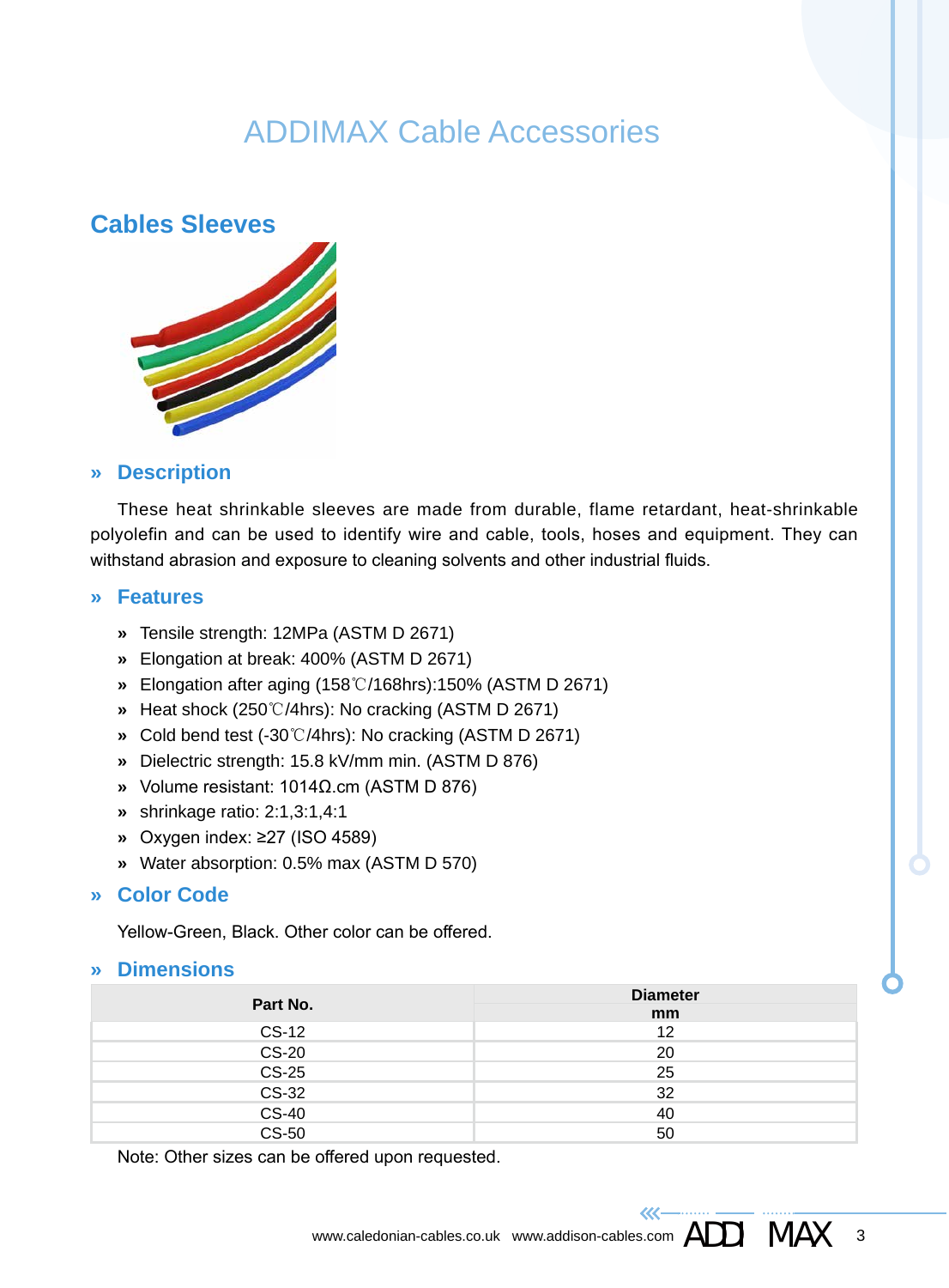# ADDIMAX Cable Accessories

## Cables Sleeves

### » Description

These heat shrinkable sleeves are made from durable, flame retardant, heat-shrinkable polyolefin and can be used to identify wire and cable, tools, hoses and equipment. They can withstand abrasion and exposure to cleaning solvents and other industrial fluids.

### » Features

- Tensile strength: 12MPa (ASTM D 2671)
- Elongation at break: 400% (ASTM D 2671)
- Elongation after aging (158℃/168hrs):150% (ASTM D 2671)
- Heat shock (250℃/4hrs): No cracking (ASTM D 2671)
- Cold bend test (-30℃/4hrs): No cracking (ASTM D 2671)
- Dielectric strength: 15.8 kV/mm min. (ASTM D 876)
- Volume resistant: 1014Ω.cm (ASTM D 876)
- shrinkage ratio: 2:1,3:1,4:1
- Oxygen index: ≥27 (ISO 4589)
- Water absorption: 0.5% max (ASTM D 570)

### » Color Code

Yellow-Green, Black. Other color can be offered.

### » Dimensions

| Part No. | Diameter mm |
|---|---|
| CS-12 | 12 |
| CS-20 | 20 |
| CS-25 | 25 |
| CS-32 | 32 |
| CS-40 | 40 |
| CS-50 | 50 |

Note: Other sizes can be offered upon requested.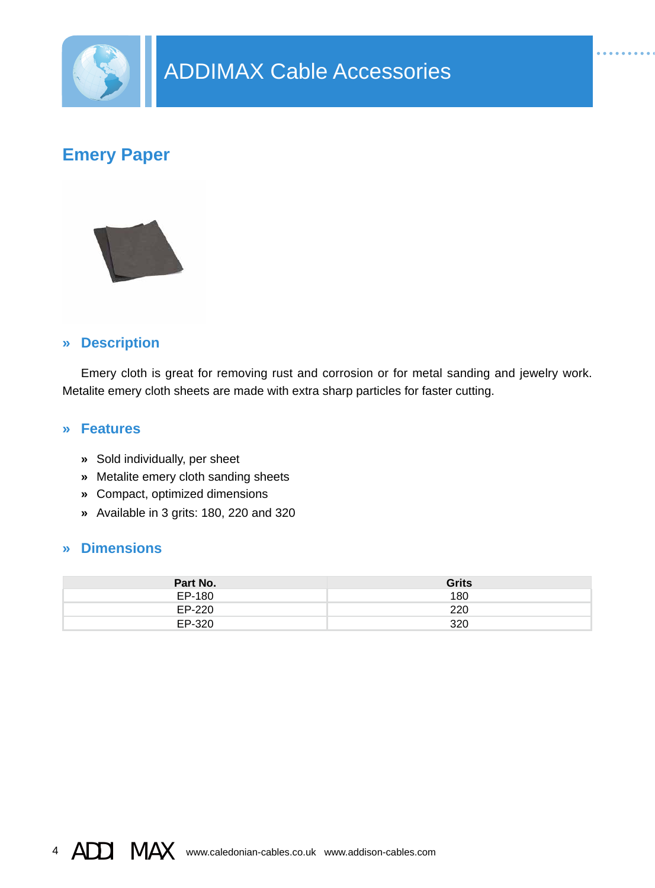# ADDIMAX Cable Accessories

## Emery Paper

### » Description

Emery cloth is great for removing rust and corrosion or for metal sanding and jewelry work. Metalite emery cloth sheets are made with extra sharp particles for faster cutting.

### » Features

- Sold individually, per sheet
- Metalite emery cloth sanding sheets
- Compact, optimized dimensions
- Available in 3 grits: 180, 220 and 320

### » Dimensions

| Part No. | Grits |
|---|---|
| EP-180 | 180 |
| EP-220 | 220 |
| EP-320 | 320 |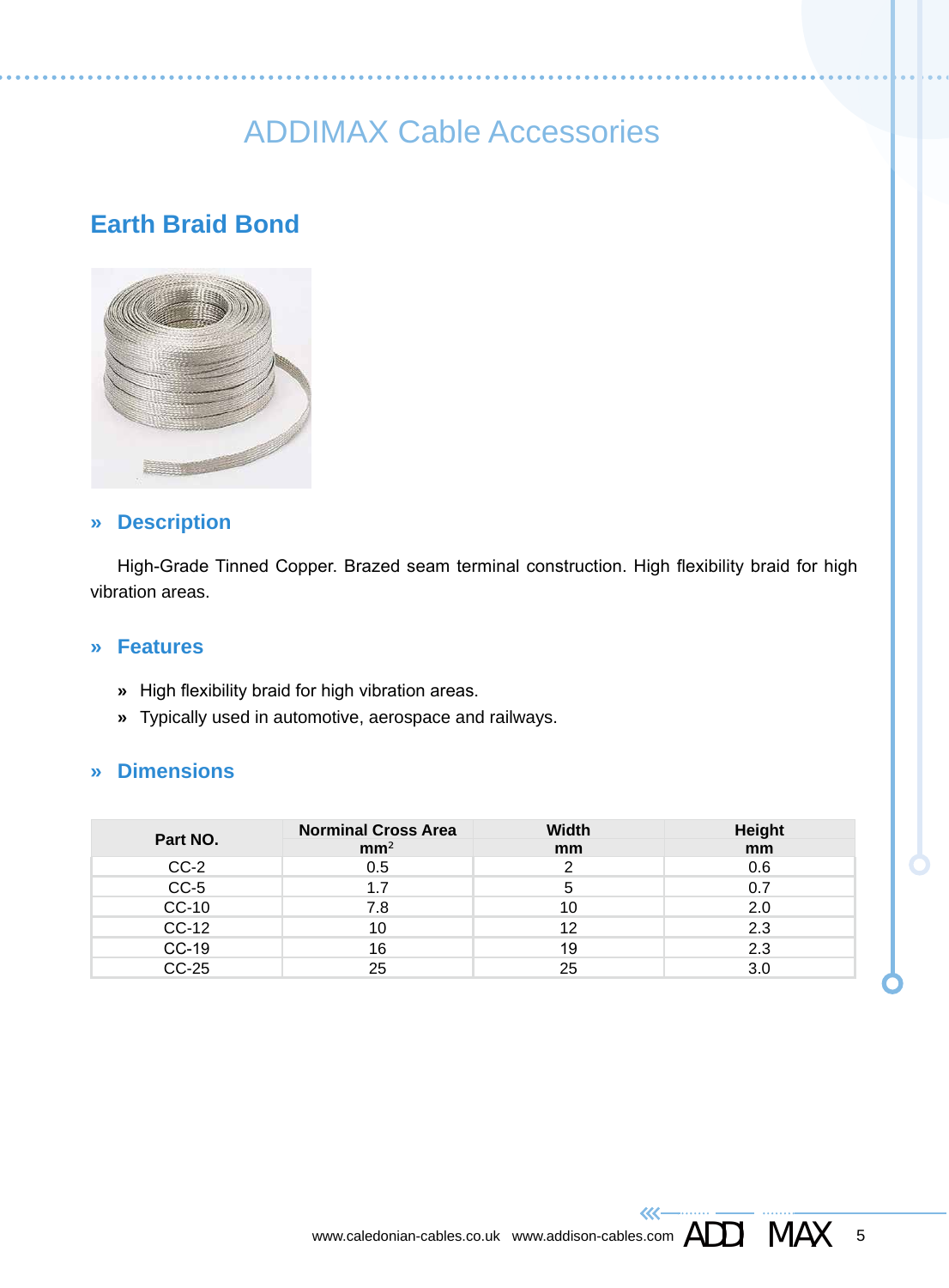# ADDIMAX Cable Accessories

## Earth Braid Bond

### » Description

High-Grade Tinned Copper. Brazed seam terminal construction. High flexibility braid for high vibration areas.

### » Features

- » High flexibility braid for high vibration areas.
- » Typically used in automotive, aerospace and railways.

### » Dimensions

| Part NO. | Norminal Cross Area mm$^2$ | Width mm | Height mm |
|---|---|---|---|
| CC-2 | 0.5 | 2 | 0.6 |
| CC-5 | 1.7 | 5 | 0.7 |
| CC-10 | 7.8 | 10 | 2.0 |
| CC-12 | 10 | 12 | 2.3 |
| CC-19 | 16 | 19 | 2.3 |
| CC-25 | 25 | 25 | 3.0 |

www.caledonian-cables.co.uk www.addison-cables.com ADDI MAX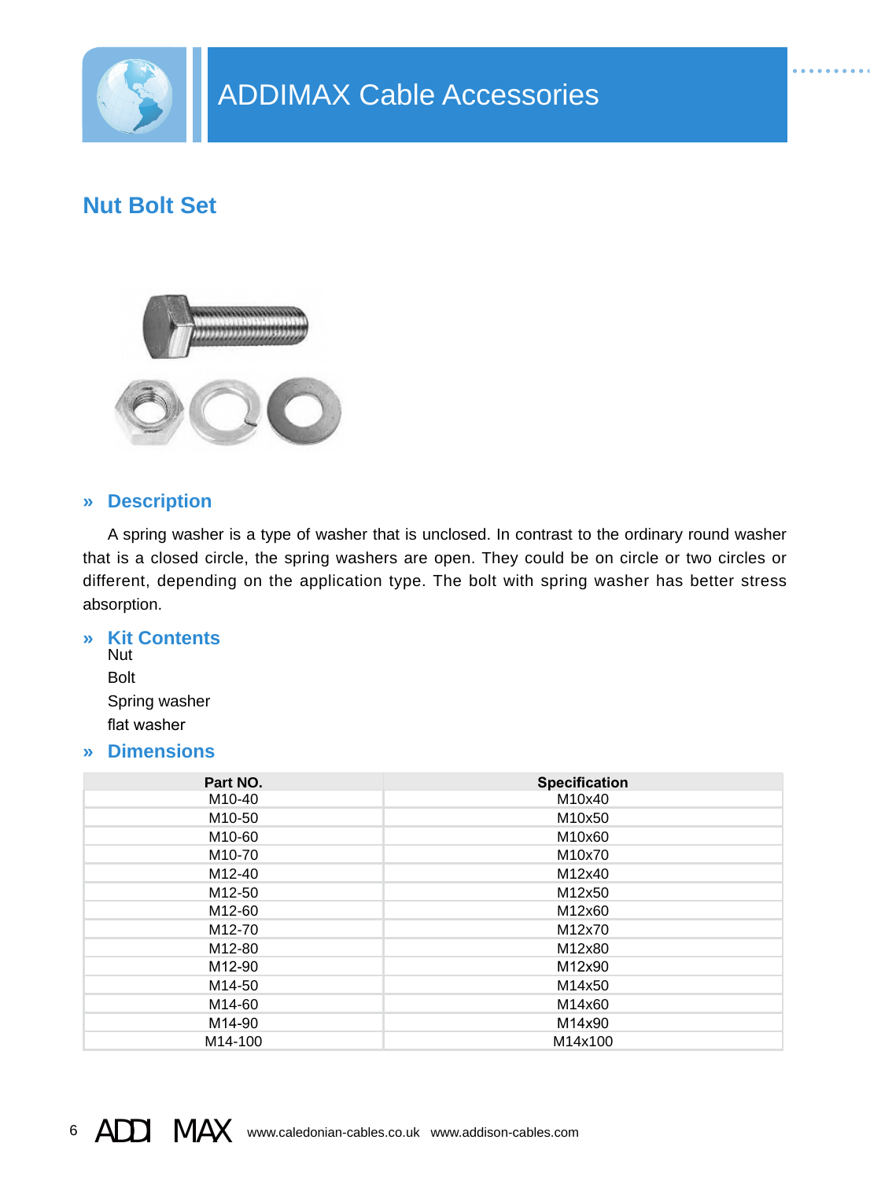# ADDIMAX Cable Accessories

## Nut Bolt Set

### » Description

A spring washer is a type of washer that is unclosed. In contrast to the ordinary round washer that is a closed circle, the spring washers are open. They could be on circle or two circles or different, depending on the application type. The bolt with spring washer has better stress absorption.

### » Kit Contents

Nut
Bolt
Spring washer
flat washer

### » Dimensions

| Part NO. | Specification |
|---|---|
| M10-40 | M10x40 |
| M10-50 | M10x50 |
| M10-60 | M10x60 |
| M10-70 | M10x70 |
| M12-40 | M12x40 |
| M12-50 | M12x50 |
| M12-60 | M12x60 |
| M12-70 | M12x70 |
| M12-80 | M12x80 |
| M12-90 | M12x90 |
| M14-50 | M14x50 |
| M14-60 | M14x60 |
| M14-90 | M14x90 |
| M14-100 | M14x100 |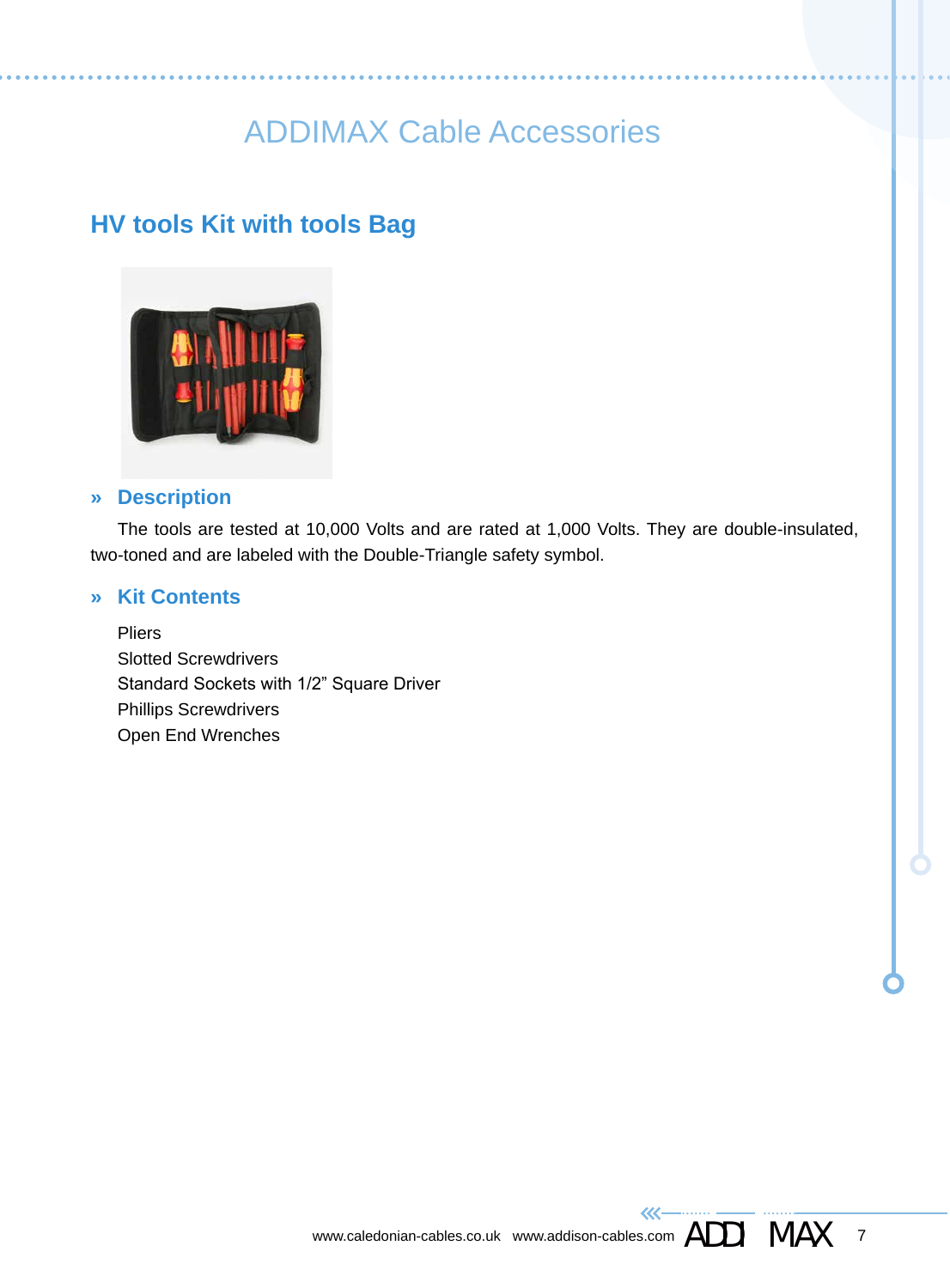# ADDIMAX Cable Accessories

## HV tools Kit with tools Bag

### » Description

The tools are tested at 10,000 Volts and are rated at 1,000 Volts. They are double-insulated, two-toned and are labeled with the Double-Triangle safety symbol.

### » Kit Contents

Pliers
Slotted Screwdrivers
Standard Sockets with 1/2" Square Driver
Phillips Screwdrivers
Open End Wrenches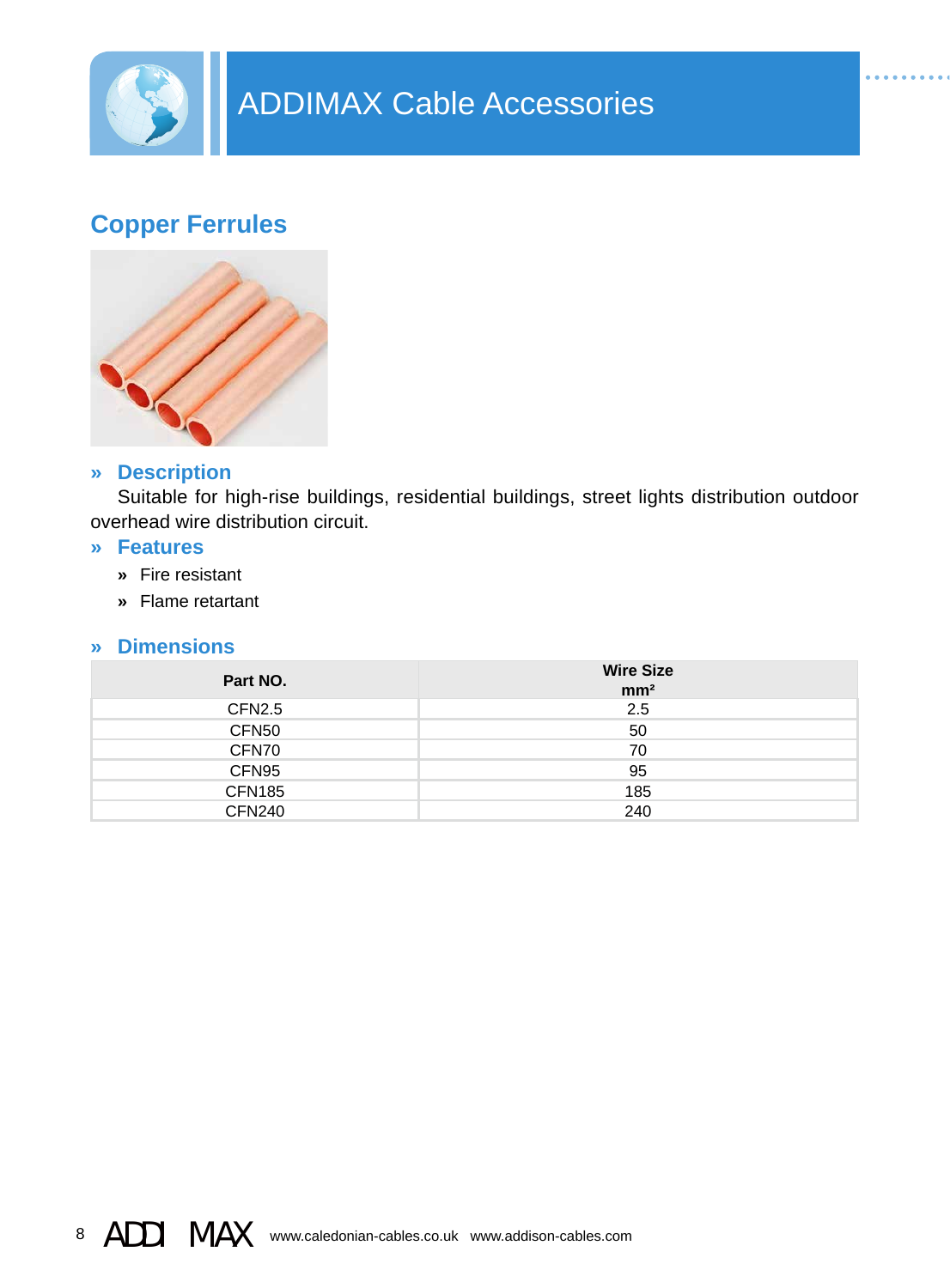# ADDIMAX Cable Accessories

## Copper Ferrules

### » Description

Suitable for high-rise buildings, residential buildings, street lights distribution outdoor overhead wire distribution circuit.

### » Features

- » Fire resistant
- » Flame retartant

### » Dimensions

| Part NO. | Wire Size mm² |
| --- | --- |
| CFN2.5 | 2.5 |
| CFN50 | 50 |
| CFN70 | 70 |
| CFN95 | 95 |
| CFN185 | 185 |
| CFN240 | 240 |

ADDI MAX www.caledonian-cables.co.uk www.addison-cables.com